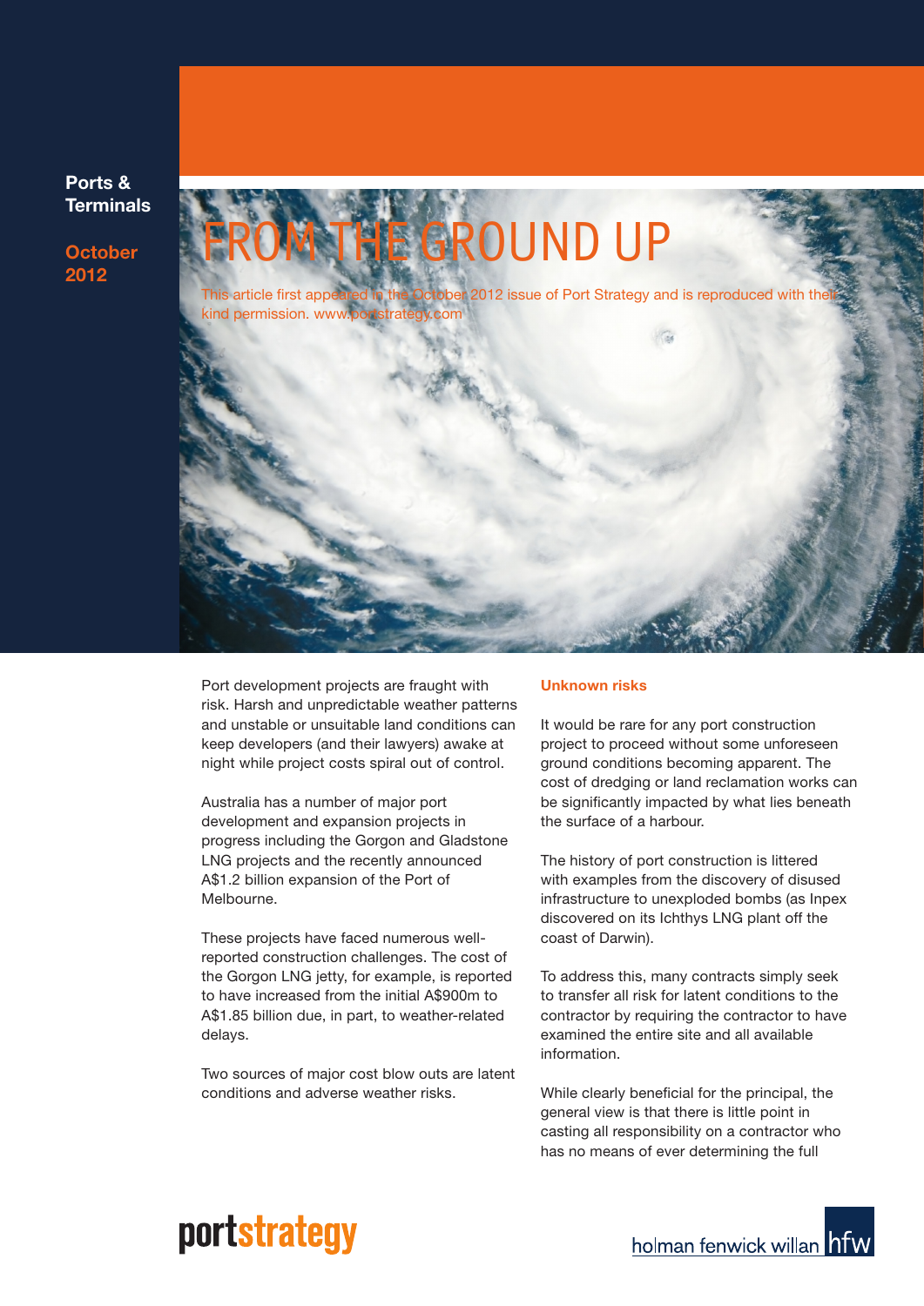Ports & Terminals

October 2012

# FROM THE GROUND UP

This article first appeared in the October 2012 issue of Port Strategy and is reproduced with their kind permission. www.portstrategy.com

Port development projects are fraught with risk. Harsh and unpredictable weather patterns and unstable or unsuitable land conditions can keep developers (and their lawyers) awake at night while project costs spiral out of control.

Australia has a number of major port development and expansion projects in progress including the Gorgon and Gladstone LNG projects and the recently announced A$1.2 billion expansion of the Port of Melbourne.

These projects have faced numerous well-reported construction challenges. The cost of the Gorgon LNG jetty, for example, is reported to have increased from the initial A$900m to A$1.85 billion due, in part, to weather-related delays.

Two sources of major cost blow outs are latent conditions and adverse weather risks.

## Unknown risks

It would be rare for any port construction project to proceed without some unforeseen ground conditions becoming apparent. The cost of dredging or land reclamation works can be significantly impacted by what lies beneath the surface of a harbour.

The history of port construction is littered with examples from the discovery of disused infrastructure to unexploded bombs (as Inpex discovered on its Ichthys LNG plant off the coast of Darwin).

To address this, many contracts simply seek to transfer all risk for latent conditions to the contractor by requiring the contractor to have examined the entire site and all available information.

While clearly beneficial for the principal, the general view is that there is little point in casting all responsibility on a contractor who has no means of ever determining the full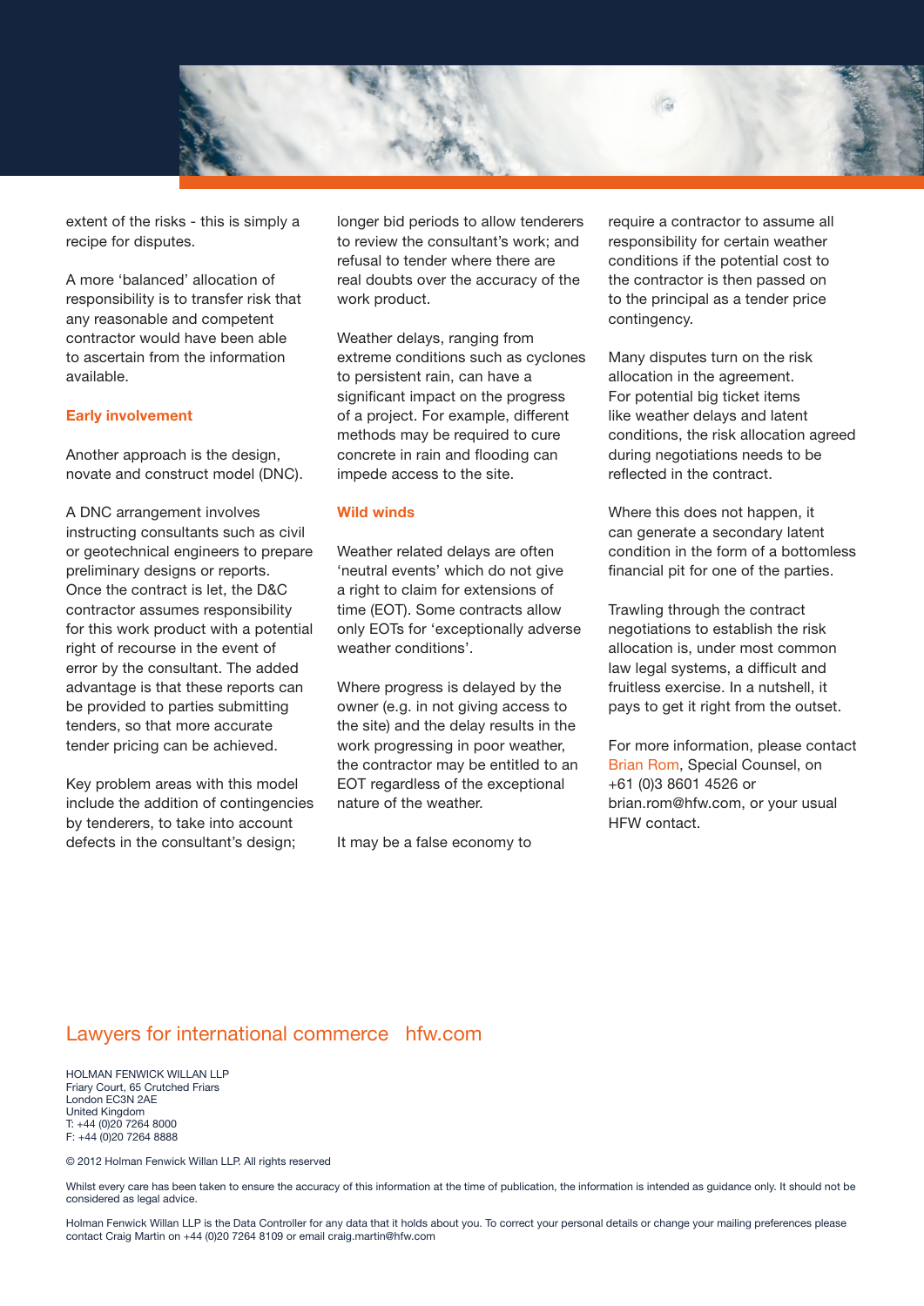extent of the risks - this is simply a recipe for disputes.

A more 'balanced' allocation of responsibility is to transfer risk that any reasonable and competent contractor would have been able to ascertain from the information available.

### Early involvement

Another approach is the design, novate and construct model (DNC).

A DNC arrangement involves instructing consultants such as civil or geotechnical engineers to prepare preliminary designs or reports. Once the contract is let, the D&C contractor assumes responsibility for this work product with a potential right of recourse in the event of error by the consultant. The added advantage is that these reports can be provided to parties submitting tenders, so that more accurate tender pricing can be achieved.

Key problem areas with this model include the addition of contingencies by tenderers, to take into account defects in the consultant's design; longer bid periods to allow tenderers to review the consultant's work; and refusal to tender where there are real doubts over the accuracy of the work product.

Weather delays, ranging from extreme conditions such as cyclones to persistent rain, can have a significant impact on the progress of a project. For example, different methods may be required to cure concrete in rain and flooding can impede access to the site.

### Wild winds

Weather related delays are often 'neutral events' which do not give a right to claim for extensions of time (EOT). Some contracts allow only EOTs for 'exceptionally adverse weather conditions'.

Where progress is delayed by the owner (e.g. in not giving access to the site) and the delay results in the work progressing in poor weather, the contractor may be entitled to an EOT regardless of the exceptional nature of the weather.

It may be a false economy to require a contractor to assume all responsibility for certain weather conditions if the potential cost to the contractor is then passed on to the principal as a tender price contingency.

Many disputes turn on the risk allocation in the agreement. For potential big ticket items like weather delays and latent conditions, the risk allocation agreed during negotiations needs to be reflected in the contract.

Where this does not happen, it can generate a secondary latent condition in the form of a bottomless financial pit for one of the parties.

Trawling through the contract negotiations to establish the risk allocation is, under most common law legal systems, a difficult and fruitless exercise. In a nutshell, it pays to get it right from the outset.

For more information, please contact Brian Rom, Special Counsel, on +61 (0)3 8601 4526 or brian.rom@hfw.com, or your usual HFW contact.

Lawyers for international commerce hfw.com

HOLMAN FENWICK WILLAN LLP
Friary Court, 65 Crutched Friars
London EC3N 2AE
United Kingdom
T: +44 (0)20 7264 8000
F: +44 (0)20 7264 8888

© 2012 Holman Fenwick Willan LLP. All rights reserved

Whilst every care has been taken to ensure the accuracy of this information at the time of publication, the information is intended as guidance only. It should not be considered as legal advice.

Holman Fenwick Willan LLP is the Data Controller for any data that it holds about you. To correct your personal details or change your mailing preferences please contact Craig Martin on +44 (0)20 7264 8109 or email craig.martin@hfw.com